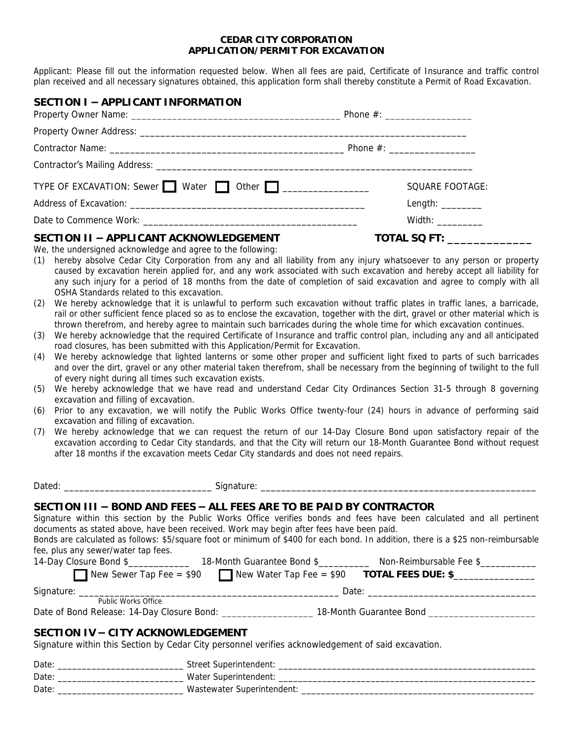**CEDAR CITY CORPORATION**
**APPLICATION/PERMIT FOR EXCAVATION**

Applicant: Please fill out the information requested below. When all fees are paid, Certificate of Insurance and traffic control plan received and all necessary signatures obtained, this application form shall thereby constitute a Permit of Road Excavation.

## SECTION I – APPLICANT INFORMATION

Property Owner Name: ________________________________________ Phone #: _________________

Property Owner Address: ________________________________________________________________

Contractor Name: ______________________________________________ Phone #: _________________

Contractor's Mailing Address: ____________________________________________________________

TYPE OF EXCAVATION: Sewer ☐ Water ☐ Other ☐ _________________ SQUARE FOOTAGE:

Address of Excavation: _____________________________________________ Length: ________

Date to Commence Work: __________________________________________ Width: _________

## SECTION II – APPLICANT ACKNOWLEDGEMENT

**TOTAL SQ FT: _____________**

We, the undersigned acknowledge and agree to the following:

(1) hereby absolve Cedar City Corporation from any and all liability from any injury whatsoever to any person or property caused by excavation herein applied for, and any work associated with such excavation and hereby accept all liability for any such injury for a period of 18 months from the date of completion of said excavation and agree to comply with all OSHA Standards related to this excavation.

(2) We hereby acknowledge that it is unlawful to perform such excavation without traffic plates in traffic lanes, a barricade, rail or other sufficient fence placed so as to enclose the excavation, together with the dirt, gravel or other material which is thrown therefrom, and hereby agree to maintain such barricades during the whole time for which excavation continues.

(3) We hereby acknowledge that the required Certificate of Insurance and traffic control plan, including any and all anticipated road closures, has been submitted with this Application/Permit for Excavation.

(4) We hereby acknowledge that lighted lanterns or some other proper and sufficient light fixed to parts of such barricades and over the dirt, gravel or any other material taken therefrom, shall be necessary from the beginning of twilight to the full of every night during all times such excavation exists.

(5) We hereby acknowledge that we have read and understand Cedar City Ordinances Section 31-5 through 8 governing excavation and filling of excavation.

(6) Prior to any excavation, we will notify the Public Works Office twenty-four (24) hours in advance of performing said excavation and filling of excavation.

(7) We hereby acknowledge that we can request the return of our 14-Day Closure Bond upon satisfactory repair of the excavation according to Cedar City standards, and that the City will return our 18-Month Guarantee Bond without request after 18 months if the excavation meets Cedar City standards and does not need repairs.

Dated: _____________________________ Signature: ______________________________________________________

## SECTION III – BOND AND FEES – ALL FEES ARE TO BE PAID BY CONTRACTOR

Signature within this section by the Public Works Office verifies bonds and fees have been calculated and all pertinent documents as stated above, have been received. Work may begin after fees have been paid.

Bonds are calculated as follows: $5/square foot or minimum of $400 for each bond. In addition, there is a $25 non-reimbursable fee, plus any sewer/water tap fees.

14-Day Closure Bond $____________ 18-Month Guarantee Bond $__________ Non-Reimbursable Fee $___________

☐ New Sewer Tap Fee = $90 ☐ New Water Tap Fee = $90 **TOTAL FEES DUE: $**________________

Signature: _____________________________________________________ Date: __________________________________
Public Works Office

Date of Bond Release: 14-Day Closure Bond: __________________ 18-Month Guarantee Bond _____________________

## SECTION IV – CITY ACKNOWLEDGEMENT

Signature within this Section by Cedar City personnel verifies acknowledgement of said excavation.

Date: _________________________ Street Superintendent: ______________________________________________________

Date: _________________________ Water Superintendent: ______________________________________________________

Date: _________________________ Wastewater Superintendent: __________________________________________________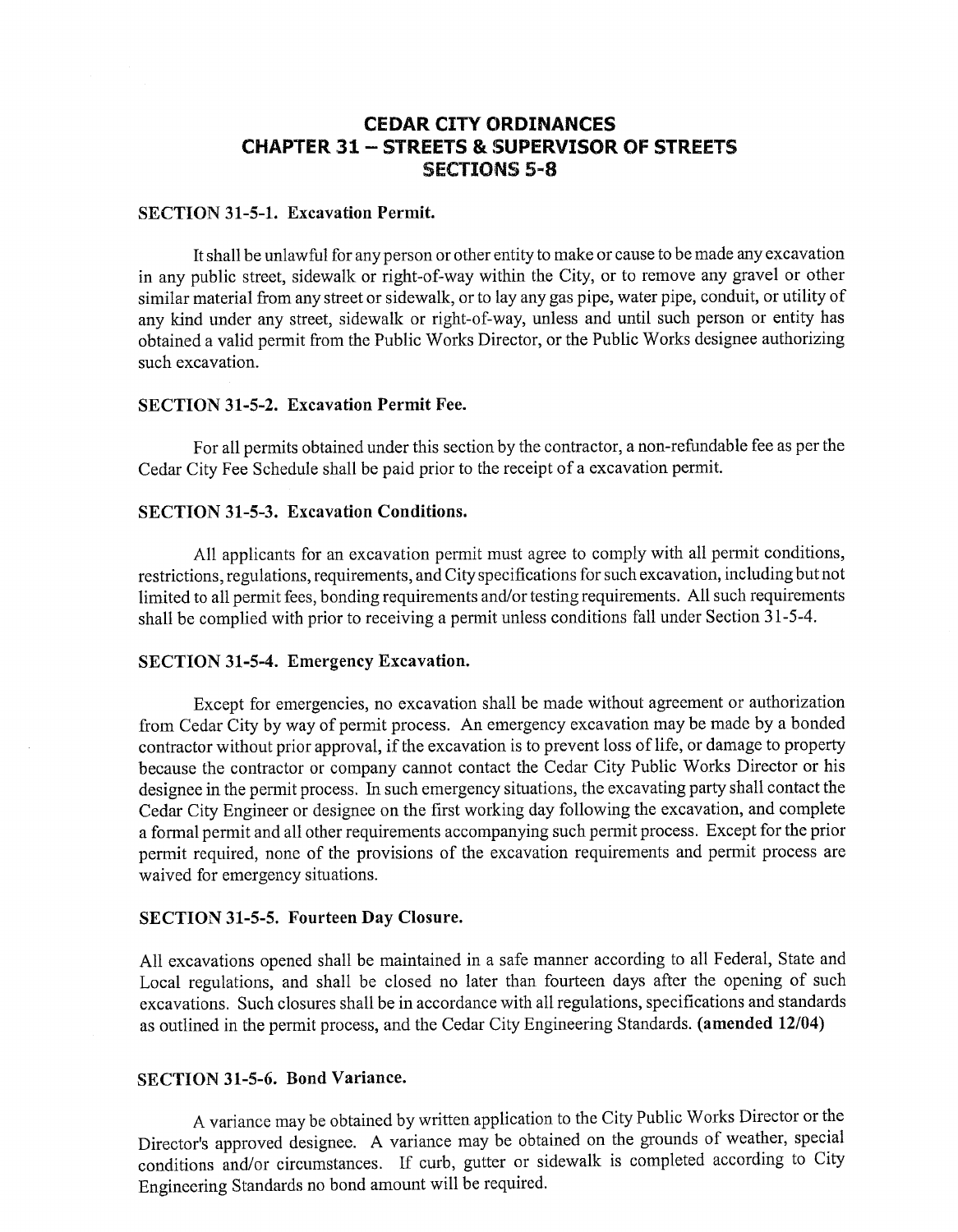# CEDAR CITY ORDINANCES
# CHAPTER 31 – STREETS & SUPERVISOR OF STREETS
# SECTIONS 5-8

### SECTION 31-5-1. Excavation Permit.

It shall be unlawful for any person or other entity to make or cause to be made any excavation in any public street, sidewalk or right-of-way within the City, or to remove any gravel or other similar material from any street or sidewalk, or to lay any gas pipe, water pipe, conduit, or utility of any kind under any street, sidewalk or right-of-way, unless and until such person or entity has obtained a valid permit from the Public Works Director, or the Public Works designee authorizing such excavation.

### SECTION 31-5-2. Excavation Permit Fee.

For all permits obtained under this section by the contractor, a non-refundable fee as per the Cedar City Fee Schedule shall be paid prior to the receipt of a excavation permit.

### SECTION 31-5-3. Excavation Conditions.

All applicants for an excavation permit must agree to comply with all permit conditions, restrictions, regulations, requirements, and City specifications for such excavation, including but not limited to all permit fees, bonding requirements and/or testing requirements. All such requirements shall be complied with prior to receiving a permit unless conditions fall under Section 31-5-4.

### SECTION 31-5-4. Emergency Excavation.

Except for emergencies, no excavation shall be made without agreement or authorization from Cedar City by way of permit process. An emergency excavation may be made by a bonded contractor without prior approval, if the excavation is to prevent loss of life, or damage to property because the contractor or company cannot contact the Cedar City Public Works Director or his designee in the permit process. In such emergency situations, the excavating party shall contact the Cedar City Engineer or designee on the first working day following the excavation, and complete a formal permit and all other requirements accompanying such permit process. Except for the prior permit required, none of the provisions of the excavation requirements and permit process are waived for emergency situations.

### SECTION 31-5-5. Fourteen Day Closure.

All excavations opened shall be maintained in a safe manner according to all Federal, State and Local regulations, and shall be closed no later than fourteen days after the opening of such excavations. Such closures shall be in accordance with all regulations, specifications and standards as outlined in the permit process, and the Cedar City Engineering Standards. **(amended 12/04)**

### SECTION 31-5-6. Bond Variance.

A variance may be obtained by written application to the City Public Works Director or the Director's approved designee. A variance may be obtained on the grounds of weather, special conditions and/or circumstances. If curb, gutter or sidewalk is completed according to City Engineering Standards no bond amount will be required.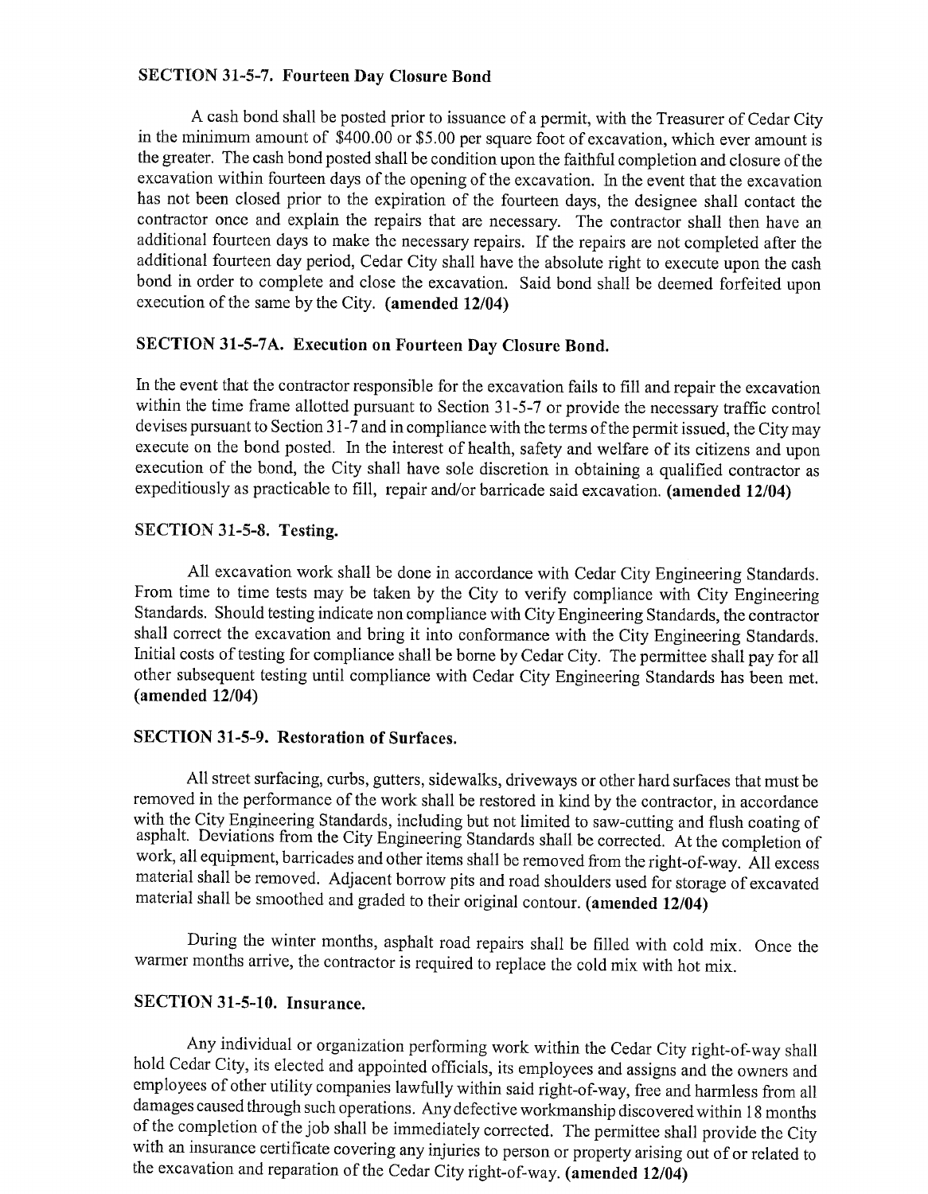### SECTION 31-5-7. Fourteen Day Closure Bond

A cash bond shall be posted prior to issuance of a permit, with the Treasurer of Cedar City in the minimum amount of $400.00 or $5.00 per square foot of excavation, which ever amount is the greater. The cash bond posted shall be condition upon the faithful completion and closure of the excavation within fourteen days of the opening of the excavation. In the event that the excavation has not been closed prior to the expiration of the fourteen days, the designee shall contact the contractor once and explain the repairs that are necessary. The contractor shall then have an additional fourteen days to make the necessary repairs. If the repairs are not completed after the additional fourteen day period, Cedar City shall have the absolute right to execute upon the cash bond in order to complete and close the excavation. Said bond shall be deemed forfeited upon execution of the same by the City. **(amended 12/04)**

### SECTION 31-5-7A. Execution on Fourteen Day Closure Bond.

In the event that the contractor responsible for the excavation fails to fill and repair the excavation within the time frame allotted pursuant to Section 31-5-7 or provide the necessary traffic control devises pursuant to Section 31-7 and in compliance with the terms of the permit issued, the City may execute on the bond posted. In the interest of health, safety and welfare of its citizens and upon execution of the bond, the City shall have sole discretion in obtaining a qualified contractor as expeditiously as practicable to fill, repair and/or barricade said excavation. **(amended 12/04)**

### SECTION 31-5-8. Testing.

All excavation work shall be done in accordance with Cedar City Engineering Standards. From time to time tests may be taken by the City to verify compliance with City Engineering Standards. Should testing indicate non compliance with City Engineering Standards, the contractor shall correct the excavation and bring it into conformance with the City Engineering Standards. Initial costs of testing for compliance shall be borne by Cedar City. The permittee shall pay for all other subsequent testing until compliance with Cedar City Engineering Standards has been met. **(amended 12/04)**

### SECTION 31-5-9. Restoration of Surfaces.

All street surfacing, curbs, gutters, sidewalks, driveways or other hard surfaces that must be removed in the performance of the work shall be restored in kind by the contractor, in accordance with the City Engineering Standards, including but not limited to saw-cutting and flush coating of asphalt. Deviations from the City Engineering Standards shall be corrected. At the completion of work, all equipment, barricades and other items shall be removed from the right-of-way. All excess material shall be removed. Adjacent borrow pits and road shoulders used for storage of excavated material shall be smoothed and graded to their original contour. **(amended 12/04)**

During the winter months, asphalt road repairs shall be filled with cold mix. Once the warmer months arrive, the contractor is required to replace the cold mix with hot mix.

### SECTION 31-5-10. Insurance.

Any individual or organization performing work within the Cedar City right-of-way shall hold Cedar City, its elected and appointed officials, its employees and assigns and the owners and employees of other utility companies lawfully within said right-of-way, free and harmless from all damages caused through such operations. Any defective workmanship discovered within 18 months of the completion of the job shall be immediately corrected. The permittee shall provide the City with an insurance certificate covering any injuries to person or property arising out of or related to the excavation and reparation of the Cedar City right-of-way. **(amended 12/04)**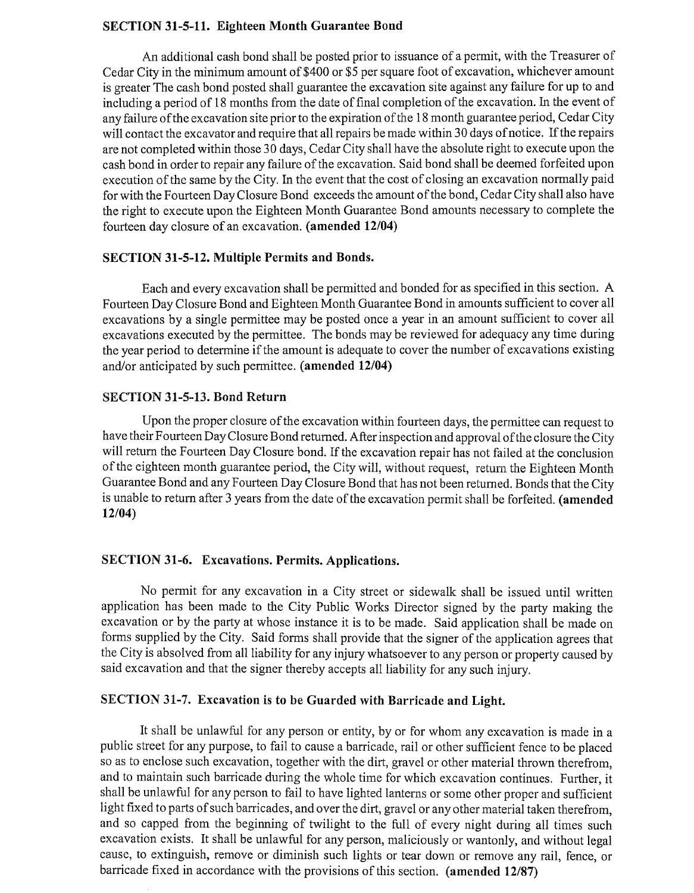### SECTION 31-5-11. Eighteen Month Guarantee Bond

An additional cash bond shall be posted prior to issuance of a permit, with the Treasurer of Cedar City in the minimum amount of $400 or $5 per square foot of excavation, whichever amount is greater The cash bond posted shall guarantee the excavation site against any failure for up to and including a period of 18 months from the date of final completion of the excavation. In the event of any failure of the excavation site prior to the expiration of the 18 month guarantee period, Cedar City will contact the excavator and require that all repairs be made within 30 days of notice. If the repairs are not completed within those 30 days, Cedar City shall have the absolute right to execute upon the cash bond in order to repair any failure of the excavation. Said bond shall be deemed forfeited upon execution of the same by the City. In the event that the cost of closing an excavation normally paid for with the Fourteen Day Closure Bond exceeds the amount of the bond, Cedar City shall also have the right to execute upon the Eighteen Month Guarantee Bond amounts necessary to complete the fourteen day closure of an excavation. **(amended 12/04)**

### SECTION 31-5-12. Multiple Permits and Bonds.

Each and every excavation shall be permitted and bonded for as specified in this section. A Fourteen Day Closure Bond and Eighteen Month Guarantee Bond in amounts sufficient to cover all excavations by a single permittee may be posted once a year in an amount sufficient to cover all excavations executed by the permittee. The bonds may be reviewed for adequacy any time during the year period to determine if the amount is adequate to cover the number of excavations existing and/or anticipated by such permittee. **(amended 12/04)**

### SECTION 31-5-13. Bond Return

Upon the proper closure of the excavation within fourteen days, the permittee can request to have their Fourteen Day Closure Bond returned. After inspection and approval of the closure the City will return the Fourteen Day Closure bond. If the excavation repair has not failed at the conclusion of the eighteen month guarantee period, the City will, without request, return the Eighteen Month Guarantee Bond and any Fourteen Day Closure Bond that has not been returned. Bonds that the City is unable to return after 3 years from the date of the excavation permit shall be forfeited. **(amended 12/04)**

### SECTION 31-6. Excavations. Permits. Applications.

No permit for any excavation in a City street or sidewalk shall be issued until written application has been made to the City Public Works Director signed by the party making the excavation or by the party at whose instance it is to be made. Said application shall be made on forms supplied by the City. Said forms shall provide that the signer of the application agrees that the City is absolved from all liability for any injury whatsoever to any person or property caused by said excavation and that the signer thereby accepts all liability for any such injury.

### SECTION 31-7. Excavation is to be Guarded with Barricade and Light.

It shall be unlawful for any person or entity, by or for whom any excavation is made in a public street for any purpose, to fail to cause a barricade, rail or other sufficient fence to be placed so as to enclose such excavation, together with the dirt, gravel or other material thrown therefrom, and to maintain such barricade during the whole time for which excavation continues. Further, it shall be unlawful for any person to fail to have lighted lanterns or some other proper and sufficient light fixed to parts of such barricades, and over the dirt, gravel or any other material taken therefrom, and so capped from the beginning of twilight to the full of every night during all times such excavation exists. It shall be unlawful for any person, maliciously or wantonly, and without legal cause, to extinguish, remove or diminish such lights or tear down or remove any rail, fence, or barricade fixed in accordance with the provisions of this section. **(amended 12/87)**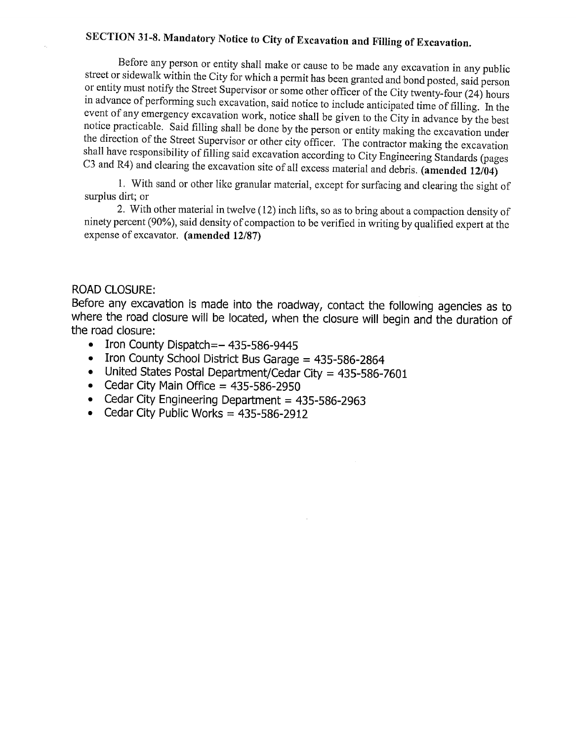## SECTION 31-8. Mandatory Notice to City of Excavation and Filling of Excavation.

Before any person or entity shall make or cause to be made any excavation in any public street or sidewalk within the City for which a permit has been granted and bond posted, said person or entity must notify the Street Supervisor or some other officer of the City twenty-four (24) hours in advance of performing such excavation, said notice to include anticipated time of filling. In the event of any emergency excavation work, notice shall be given to the City in advance by the best notice practicable. Said filling shall be done by the person or entity making the excavation under the direction of the Street Supervisor or other city officer. The contractor making the excavation shall have responsibility of filling said excavation according to City Engineering Standards (pages C3 and R4) and clearing the excavation site of all excess material and debris. **(amended 12/04)**

1. With sand or other like granular material, except for surfacing and clearing the sight of surplus dirt; or
2. With other material in twelve (12) inch lifts, so as to bring about a compaction density of ninety percent (90%), said density of compaction to be verified in writing by qualified expert at the expense of excavator. **(amended 12/87)**

ROAD CLOSURE:

Before any excavation is made into the roadway, contact the following agencies as to where the road closure will be located, when the closure will begin and the duration of the road closure:

- Iron County Dispatch=– 435-586-9445
- Iron County School District Bus Garage = 435-586-2864
- United States Postal Department/Cedar City = 435-586-7601
- Cedar City Main Office = 435-586-2950
- Cedar City Engineering Department = 435-586-2963
- Cedar City Public Works = 435-586-2912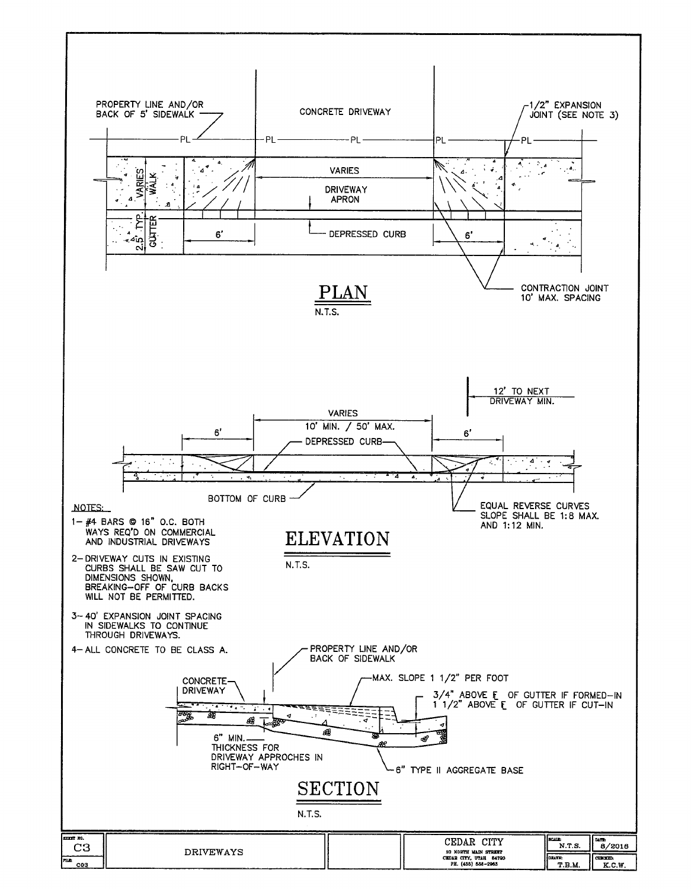## PLAN

N.T.S.

- PROPERTY LINE AND/OR BACK OF 5' SIDEWALK
- CONCRETE DRIVEWAY
- 1/2" EXPANSION JOINT (SEE NOTE 3)
- PL
- WALK VARIES
- 2.5' TYP. GUTTER
- VARIES
- DRIVEWAY APRON
- DEPRESSED CURB
- 6'
- 6'
- CONTRACTION JOINT 10' MAX. SPACING

## ELEVATION

N.T.S.

- 12' TO NEXT DRIVEWAY MIN.
- VARIES 10' MIN. / 50' MAX.
- 6'
- 6'
- DEPRESSED CURB
- BOTTOM OF CURB
- EQUAL REVERSE CURVES SLOPE SHALL BE 1:8 MAX. AND 1:12 MIN.

NOTES:

1. #4 BARS @ 16" O.C. BOTH WAYS REQ'D ON COMMERCIAL AND INDUSTRIAL DRIVEWAYS
2. DRIVEWAY CUTS IN EXISTING CURBS SHALL BE SAW CUT TO DIMENSIONS SHOWN, BREAKING-OFF OF CURB BACKS WILL NOT BE PERMITTED.
3. 40' EXPANSION JOINT SPACING IN SIDEWALKS TO CONTINUE THROUGH DRIVEWAYS.
4. ALL CONCRETE TO BE CLASS A.

## SECTION

N.T.S.

- PROPERTY LINE AND/OR BACK OF SIDEWALK
- CONCRETE DRIVEWAY
- MAX. SLOPE 1 1/2" PER FOOT
- 3/4" ABOVE ℄ OF GUTTER IF FORMED-IN
- 1 1/2" ABOVE ℄ OF GUTTER IF CUT-IN
- 6" MIN. THICKNESS FOR DRIVEWAY APPROCHES IN RIGHT-OF-WAY
- 6" TYPE II AGGREGATE BASE

| SHEET NO. C3 | DRIVEWAYS | | CEDAR CITY<br>10 NORTH MAIN STREET<br>CEDAR CITY, UTAH 84720<br>PH. (435) 586-2963 | SCALE: N.T.S. | DATE: 8/2016 |
|---|---|---|---|---|---|
| FILE: C03 | | | | DRAWN: T.B.M. | CHECKED: K.C.W. |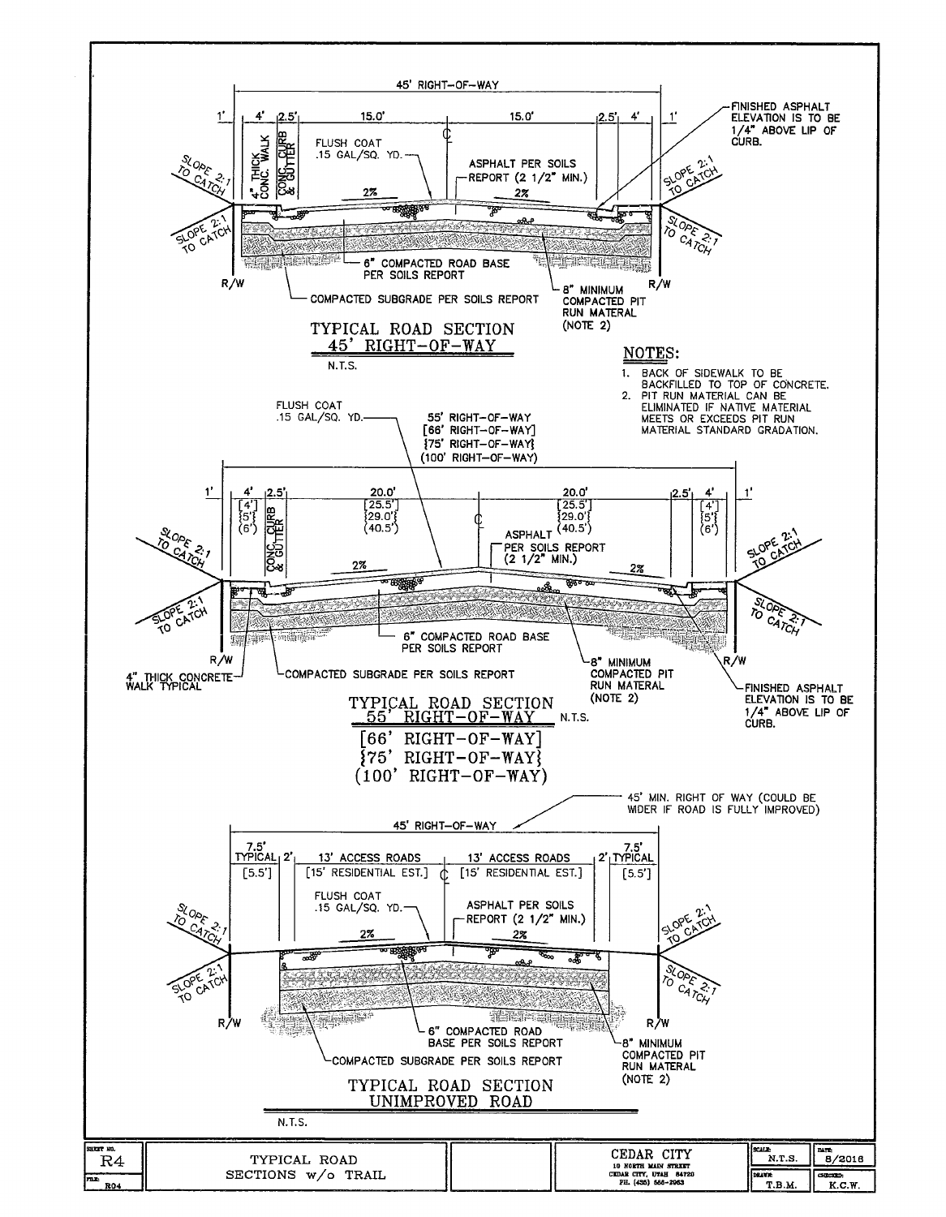45' RIGHT-OF-WAY

1' | 4' | 2.5' | 15.0' | 15.0' | 2.5' | 4' | 1'

4" THICK CONC. WALK

CONC. CURB & GUTTER

FLUSH COAT .15 GAL/SQ. YD.

ASPHALT PER SOILS REPORT (2 1/2" MIN.)

FINISHED ASPHALT ELEVATION IS TO BE 1/4" ABOVE LIP OF CURB.

2% 2%

SLOPE 2:1 TO CATCH

6" COMPACTED ROAD BASE PER SOILS REPORT

COMPACTED SUBGRADE PER SOILS REPORT

8" MINIMUM COMPACTED PIT RUN MATERAL (NOTE 2)

R/W R/W

## TYPICAL ROAD SECTION 45' RIGHT-OF-WAY

N.T.S.

## NOTES:

1. BACK OF SIDEWALK TO BE BACKFILLED TO TOP OF CONCRETE.
2. PIT RUN MATERIAL CAN BE ELIMINATED IF NATIVE MATERIAL MEETS OR EXCEEDS PIT RUN MATERIAL STANDARD GRADATION.

FLUSH COAT .15 GAL/SQ. YD.

55' RIGHT-OF-WAY
[66' RIGHT-OF-WAY]
{75' RIGHT-OF-WAY}
(100' RIGHT-OF-WAY)

1' | 4' [4'] {5'} (6') | 2.5' | 20.0' [25.5'] {29.0'} (40.5') | 20.0' [25.5'] {29.0'} (40.5') | 2.5' | 4' [4'] {5'} (6') | 1'

CONC. CURB & GUTTER

ASPHALT PER SOILS REPORT (2 1/2" MIN.)

2% 2%

SLOPE 2:1 TO CATCH

6" COMPACTED ROAD BASE PER SOILS REPORT

4" THICK CONCRETE WALK TYPICAL

COMPACTED SUBGRADE PER SOILS REPORT

8" MINIMUM COMPACTED PIT RUN MATERAL (NOTE 2)

FINISHED ASPHALT ELEVATION IS TO BE 1/4" ABOVE LIP OF CURB.

R/W R/W

## TYPICAL ROAD SECTION 55' RIGHT-OF-WAY [66' RIGHT-OF-WAY] {75' RIGHT-OF-WAY} (100' RIGHT-OF-WAY)

N.T.S.

45' MIN. RIGHT OF WAY (COULD BE WIDER IF ROAD IS FULLY IMPROVED)

45' RIGHT-OF-WAY

7.5' TYPICAL [5.5'] | 2' | 13' ACCESS ROADS [15' RESIDENTIAL EST.] | 13' ACCESS ROADS [15' RESIDENTIAL EST.] | 2' | 7.5' TYPICAL [5.5']

FLUSH COAT .15 GAL/SQ. YD.

ASPHALT PER SOILS REPORT (2 1/2" MIN.)

2% 2%

SLOPE 2:1 TO CATCH

6" COMPACTED ROAD BASE PER SOILS REPORT

COMPACTED SUBGRADE PER SOILS REPORT

8" MINIMUM COMPACTED PIT RUN MATERAL (NOTE 2)

R/W R/W

## TYPICAL ROAD SECTION UNIMPROVED ROAD

N.T.S.

| | | | | | |
|---|---|---|---|---|---|
| SHEET NO. R4 | TYPICAL ROAD SECTIONS w/o TRAIL | | CEDAR CITY 10 NORTH MAIN STREET CEDAR CITY, UTAH 84720 PH. (435) 586-2963 | SCALE: N.T.S. | DATE: 8/2016 |
| FILE: R04 | | | | DRAWN: T.B.M. | CHECKED: K.C.W. |